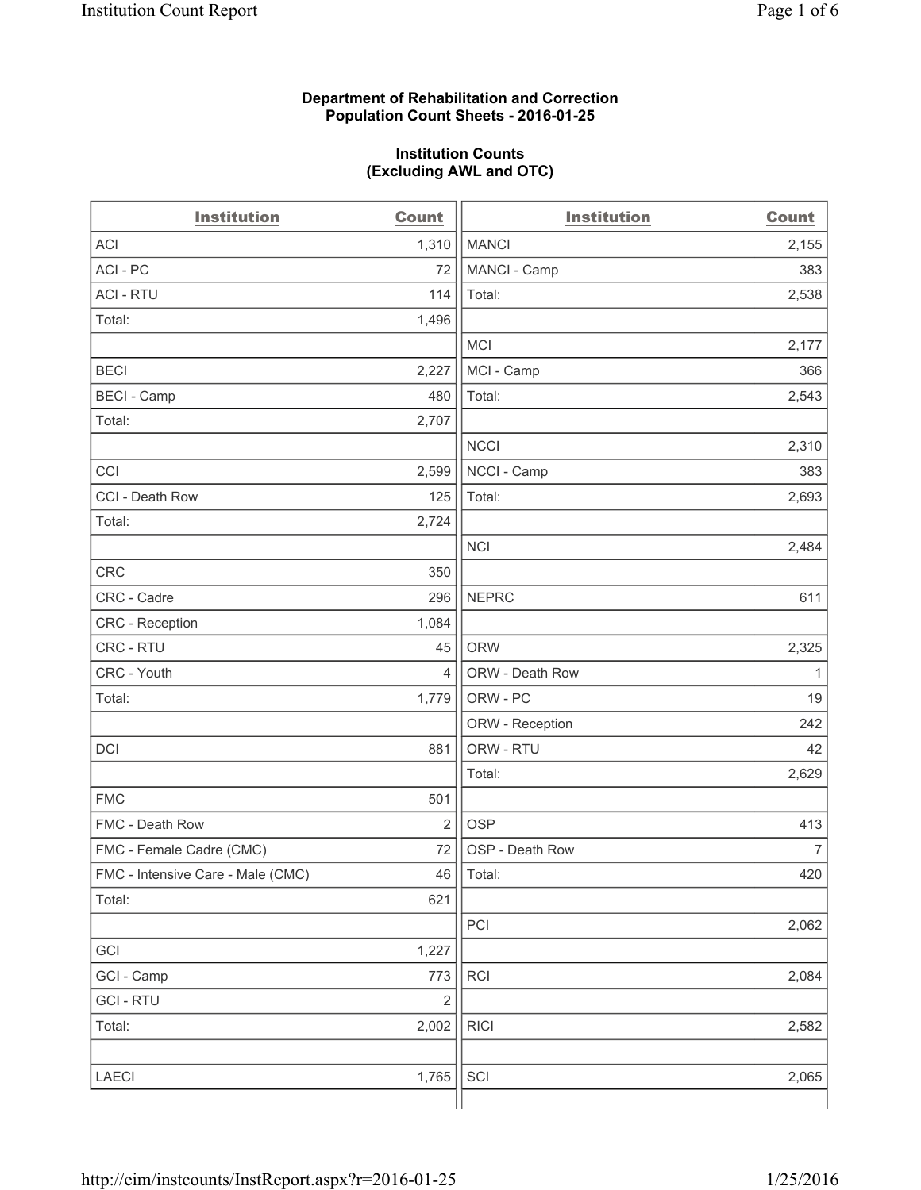**Department of Rehabilitation and Correction**
**Population Count Sheets - 2016-01-25**

**Institution Counts**
**(Excluding AWL and OTC)**

| Institution | Count |
|---|---|
| ACI | 1,310 |
| ACI - PC | 72 |
| ACI - RTU | 114 |
| Total: | 1,496 |
| | |
| BECI | 2,227 |
| BECI - Camp | 480 |
| Total: | 2,707 |
| | |
| CCI | 2,599 |
| CCI - Death Row | 125 |
| Total: | 2,724 |
| | |
| CRC | 350 |
| CRC - Cadre | 296 |
| CRC - Reception | 1,084 |
| CRC - RTU | 45 |
| CRC - Youth | 4 |
| Total: | 1,779 |
| | |
| DCI | 881 |
| | |
| FMC | 501 |
| FMC - Death Row | 2 |
| FMC - Female Cadre (CMC) | 72 |
| FMC - Intensive Care - Male (CMC) | 46 |
| Total: | 621 |
| | |
| GCI | 1,227 |
| GCI - Camp | 773 |
| GCI - RTU | 2 |
| Total: | 2,002 |
| | |
| LAECI | 1,765 |

| Institution | Count |
|---|---|
| MANCI | 2,155 |
| MANCI - Camp | 383 |
| Total: | 2,538 |
| | |
| MCI | 2,177 |
| MCI - Camp | 366 |
| Total: | 2,543 |
| | |
| NCCI | 2,310 |
| NCCI - Camp | 383 |
| Total: | 2,693 |
| | |
| NCI | 2,484 |
| | |
| NEPRC | 611 |
| | |
| ORW | 2,325 |
| ORW - Death Row | 1 |
| ORW - PC | 19 |
| ORW - Reception | 242 |
| ORW - RTU | 42 |
| Total: | 2,629 |
| | |
| OSP | 413 |
| OSP - Death Row | 7 |
| Total: | 420 |
| | |
| PCI | 2,062 |
| | |
| RCI | 2,084 |
| | |
| RICI | 2,582 |
| | |
| SCI | 2,065 |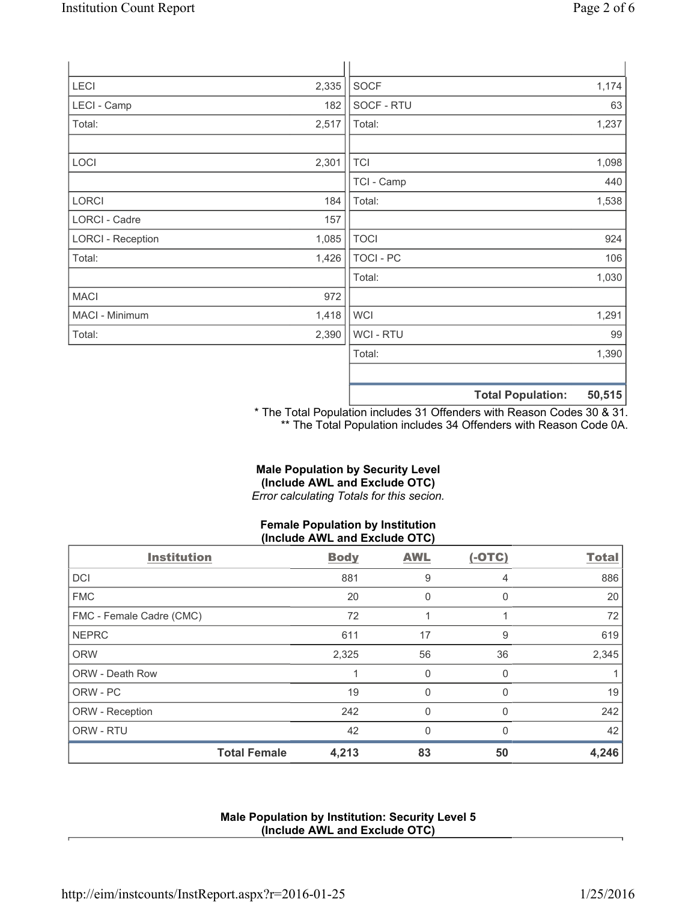| | |
|---|---|
| LECI | 2,335 |
| LECI - Camp | 182 |
| Total: | 2,517 |
| | |
| LOCI | 2,301 |
| | |
| LORCI | 184 |
| LORCI - Cadre | 157 |
| LORCI - Reception | 1,085 |
| Total: | 1,426 |
| | |
| MACI | 972 |
| MACI - Minimum | 1,418 |
| Total: | 2,390 |

| | |
|---|---|
| SOCF | 1,174 |
| SOCF - RTU | 63 |
| Total: | 1,237 |
| | |
| TCI | 1,098 |
| TCI - Camp | 440 |
| Total: | 1,538 |
| | |
| TOCI | 924 |
| TOCI - PC | 106 |
| Total: | 1,030 |
| | |
| WCI | 1,291 |
| WCI - RTU | 99 |
| Total: | 1,390 |
| | |
| **Total Population:** | **50,515** |

\* The Total Population includes 31 Offenders with Reason Codes 30 & 31.
\** The Total Population includes 34 Offenders with Reason Code 0A.

**Male Population by Security Level**
**(Include AWL and Exclude OTC)**
*Error calculating Totals for this secion.*

**Female Population by Institution**
**(Include AWL and Exclude OTC)**

| Institution | Body | AWL | (-OTC) | Total |
|---|---|---|---|---|
| DCI | 881 | 9 | 4 | 886 |
| FMC | 20 | 0 | 0 | 20 |
| FMC - Female Cadre (CMC) | 72 | 1 | 1 | 72 |
| NEPRC | 611 | 17 | 9 | 619 |
| ORW | 2,325 | 56 | 36 | 2,345 |
| ORW - Death Row | 1 | 0 | 0 | 1 |
| ORW - PC | 19 | 0 | 0 | 19 |
| ORW - Reception | 242 | 0 | 0 | 242 |
| ORW - RTU | 42 | 0 | 0 | 42 |
| **Total Female** | **4,213** | **83** | **50** | **4,246** |

**Male Population by Institution: Security Level 5**
**(Include AWL and Exclude OTC)**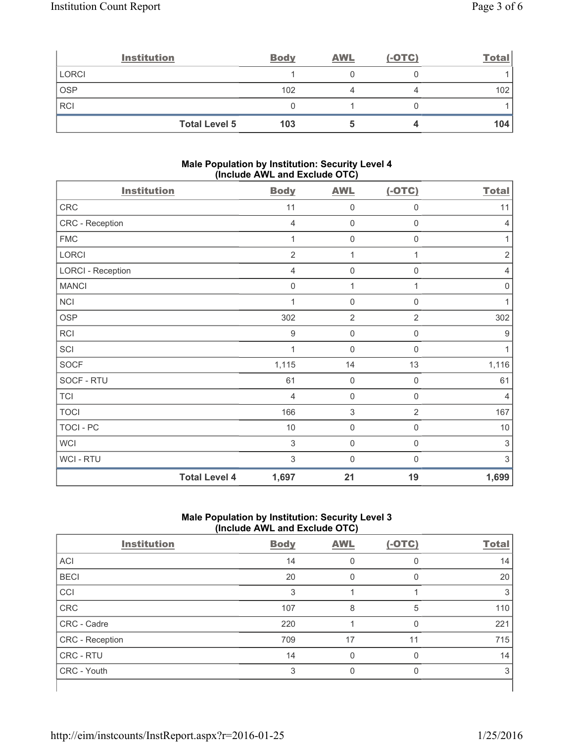| Institution | Body | AWL | (-OTC) | Total |
|---|---|---|---|---|
| LORCI | 1 | 0 | 0 | 1 |
| OSP | 102 | 4 | 4 | 102 |
| RCI | 0 | 1 | 0 | 1 |
| Total Level 5 | 103 | 5 | 4 | 104 |

### Male Population by Institution: Security Level 4 (Include AWL and Exclude OTC)

| Institution | Body | AWL | (-OTC) | Total |
|---|---|---|---|---|
| CRC | 11 | 0 | 0 | 11 |
| CRC - Reception | 4 | 0 | 0 | 4 |
| FMC | 1 | 0 | 0 | 1 |
| LORCI | 2 | 1 | 1 | 2 |
| LORCI - Reception | 4 | 0 | 0 | 4 |
| MANCI | 0 | 1 | 1 | 0 |
| NCI | 1 | 0 | 0 | 1 |
| OSP | 302 | 2 | 2 | 302 |
| RCI | 9 | 0 | 0 | 9 |
| SCI | 1 | 0 | 0 | 1 |
| SOCF | 1,115 | 14 | 13 | 1,116 |
| SOCF - RTU | 61 | 0 | 0 | 61 |
| TCI | 4 | 0 | 0 | 4 |
| TOCI | 166 | 3 | 2 | 167 |
| TOCI - PC | 10 | 0 | 0 | 10 |
| WCI | 3 | 0 | 0 | 3 |
| WCI - RTU | 3 | 0 | 0 | 3 |
| Total Level 4 | 1,697 | 21 | 19 | 1,699 |

### Male Population by Institution: Security Level 3 (Include AWL and Exclude OTC)

| Institution | Body | AWL | (-OTC) | Total |
|---|---|---|---|---|
| ACI | 14 | 0 | 0 | 14 |
| BECI | 20 | 0 | 0 | 20 |
| CCI | 3 | 1 | 1 | 3 |
| CRC | 107 | 8 | 5 | 110 |
| CRC - Cadre | 220 | 1 | 0 | 221 |
| CRC - Reception | 709 | 17 | 11 | 715 |
| CRC - RTU | 14 | 0 | 0 | 14 |
| CRC - Youth | 3 | 0 | 0 | 3 |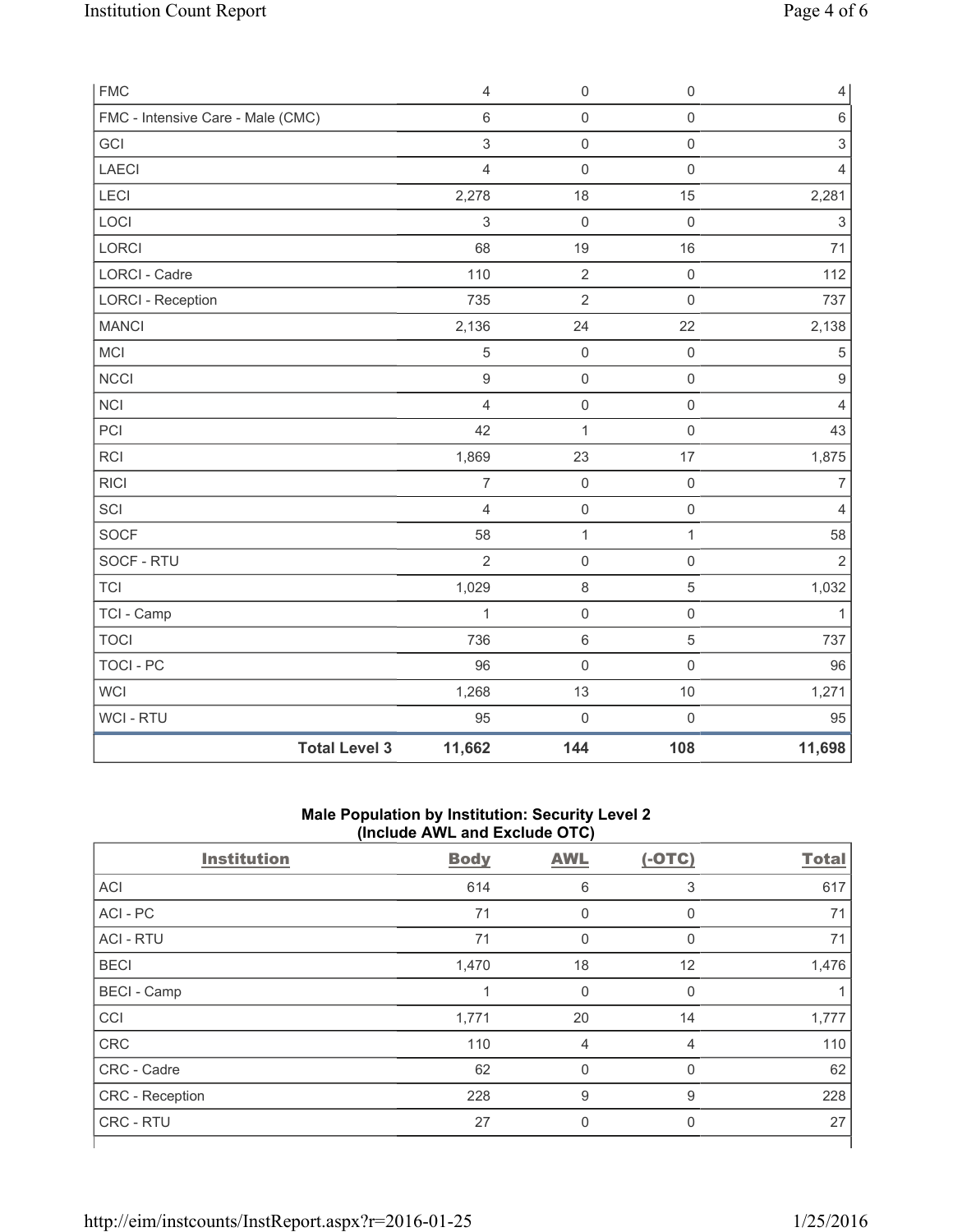| FMC | 4 | 0 | 0 | 4 |
|---|---|---|---|---|
| FMC - Intensive Care - Male (CMC) | 6 | 0 | 0 | 6 |
| GCI | 3 | 0 | 0 | 3 |
| LAECI | 4 | 0 | 0 | 4 |
| LECI | 2,278 | 18 | 15 | 2,281 |
| LOCI | 3 | 0 | 0 | 3 |
| LORCI | 68 | 19 | 16 | 71 |
| LORCI - Cadre | 110 | 2 | 0 | 112 |
| LORCI - Reception | 735 | 2 | 0 | 737 |
| MANCI | 2,136 | 24 | 22 | 2,138 |
| MCI | 5 | 0 | 0 | 5 |
| NCCI | 9 | 0 | 0 | 9 |
| NCI | 4 | 0 | 0 | 4 |
| PCI | 42 | 1 | 0 | 43 |
| RCI | 1,869 | 23 | 17 | 1,875 |
| RICI | 7 | 0 | 0 | 7 |
| SCI | 4 | 0 | 0 | 4 |
| SOCF | 58 | 1 | 1 | 58 |
| SOCF - RTU | 2 | 0 | 0 | 2 |
| TCI | 1,029 | 8 | 5 | 1,032 |
| TCI - Camp | 1 | 0 | 0 | 1 |
| TOCI | 736 | 6 | 5 | 737 |
| TOCI - PC | 96 | 0 | 0 | 96 |
| WCI | 1,268 | 13 | 10 | 1,271 |
| WCI - RTU | 95 | 0 | 0 | 95 |
| **Total Level 3** | **11,662** | **144** | **108** | **11,698** |

## Male Population by Institution: Security Level 2 (Include AWL and Exclude OTC)

| Institution | Body | AWL | (-OTC) | Total |
|---|---|---|---|---|
| ACI | 614 | 6 | 3 | 617 |
| ACI - PC | 71 | 0 | 0 | 71 |
| ACI - RTU | 71 | 0 | 0 | 71 |
| BECI | 1,470 | 18 | 12 | 1,476 |
| BECI - Camp | 1 | 0 | 0 | 1 |
| CCI | 1,771 | 20 | 14 | 1,777 |
| CRC | 110 | 4 | 4 | 110 |
| CRC - Cadre | 62 | 0 | 0 | 62 |
| CRC - Reception | 228 | 9 | 9 | 228 |
| CRC - RTU | 27 | 0 | 0 | 27 |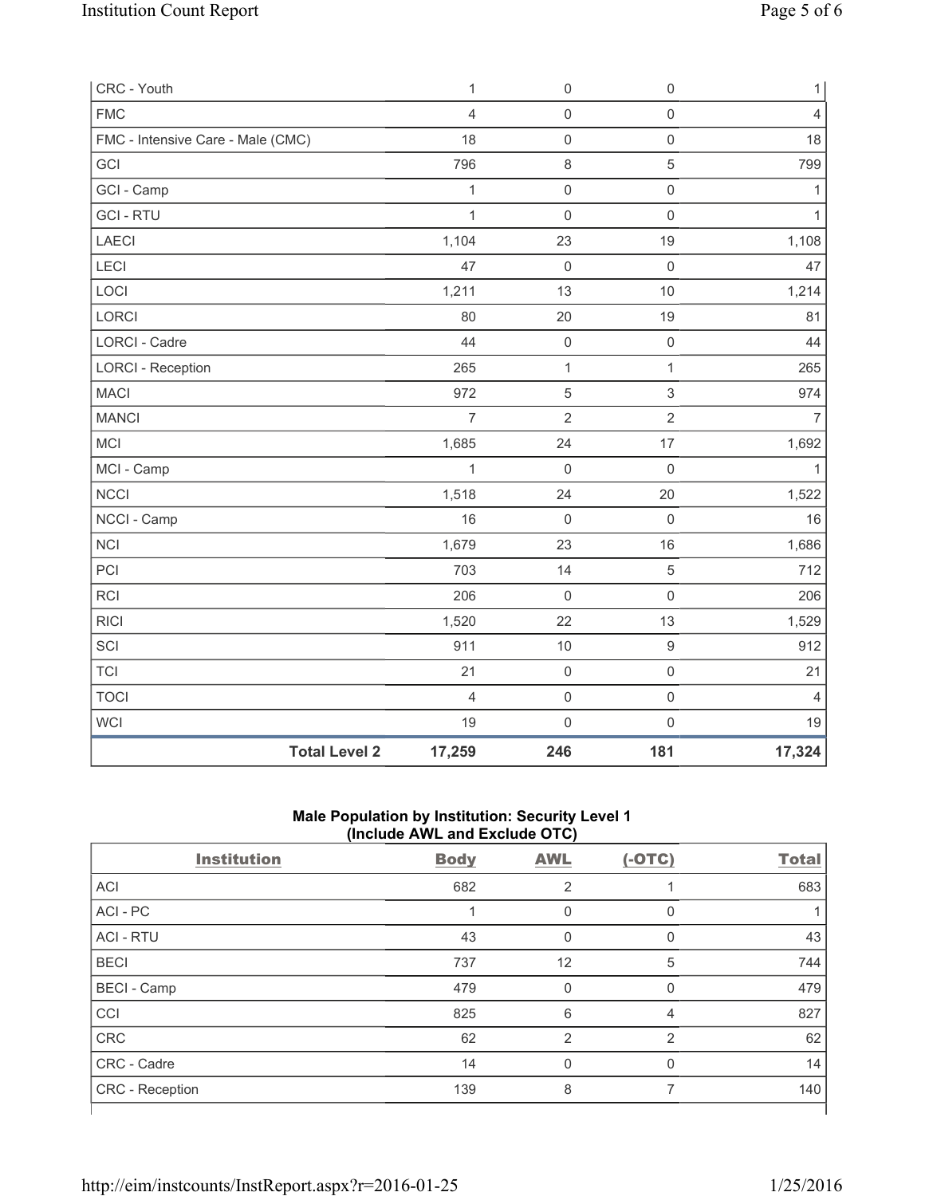| | | | | |
|---|---|---|---|---|
| CRC - Youth | 1 | 0 | 0 | 1 |
| FMC | 4 | 0 | 0 | 4 |
| FMC - Intensive Care - Male (CMC) | 18 | 0 | 0 | 18 |
| GCI | 796 | 8 | 5 | 799 |
| GCI - Camp | 1 | 0 | 0 | 1 |
| GCI - RTU | 1 | 0 | 0 | 1 |
| LAECI | 1,104 | 23 | 19 | 1,108 |
| LECI | 47 | 0 | 0 | 47 |
| LOCI | 1,211 | 13 | 10 | 1,214 |
| LORCI | 80 | 20 | 19 | 81 |
| LORCI - Cadre | 44 | 0 | 0 | 44 |
| LORCI - Reception | 265 | 1 | 1 | 265 |
| MACI | 972 | 5 | 3 | 974 |
| MANCI | 7 | 2 | 2 | 7 |
| MCI | 1,685 | 24 | 17 | 1,692 |
| MCI - Camp | 1 | 0 | 0 | 1 |
| NCCI | 1,518 | 24 | 20 | 1,522 |
| NCCI - Camp | 16 | 0 | 0 | 16 |
| NCI | 1,679 | 23 | 16 | 1,686 |
| PCI | 703 | 14 | 5 | 712 |
| RCI | 206 | 0 | 0 | 206 |
| RICI | 1,520 | 22 | 13 | 1,529 |
| SCI | 911 | 10 | 9 | 912 |
| TCI | 21 | 0 | 0 | 21 |
| TOCI | 4 | 0 | 0 | 4 |
| WCI | 19 | 0 | 0 | 19 |
| **Total Level 2** | **17,259** | **246** | **181** | **17,324** |

**Male Population by Institution: Security Level 1 (Include AWL and Exclude OTC)**

| Institution | Body | AWL | (-OTC) | Total |
|---|---|---|---|---|
| ACI | 682 | 2 | 1 | 683 |
| ACI - PC | 1 | 0 | 0 | 1 |
| ACI - RTU | 43 | 0 | 0 | 43 |
| BECI | 737 | 12 | 5 | 744 |
| BECI - Camp | 479 | 0 | 0 | 479 |
| CCI | 825 | 6 | 4 | 827 |
| CRC | 62 | 2 | 2 | 62 |
| CRC - Cadre | 14 | 0 | 0 | 14 |
| CRC - Reception | 139 | 8 | 7 | 140 |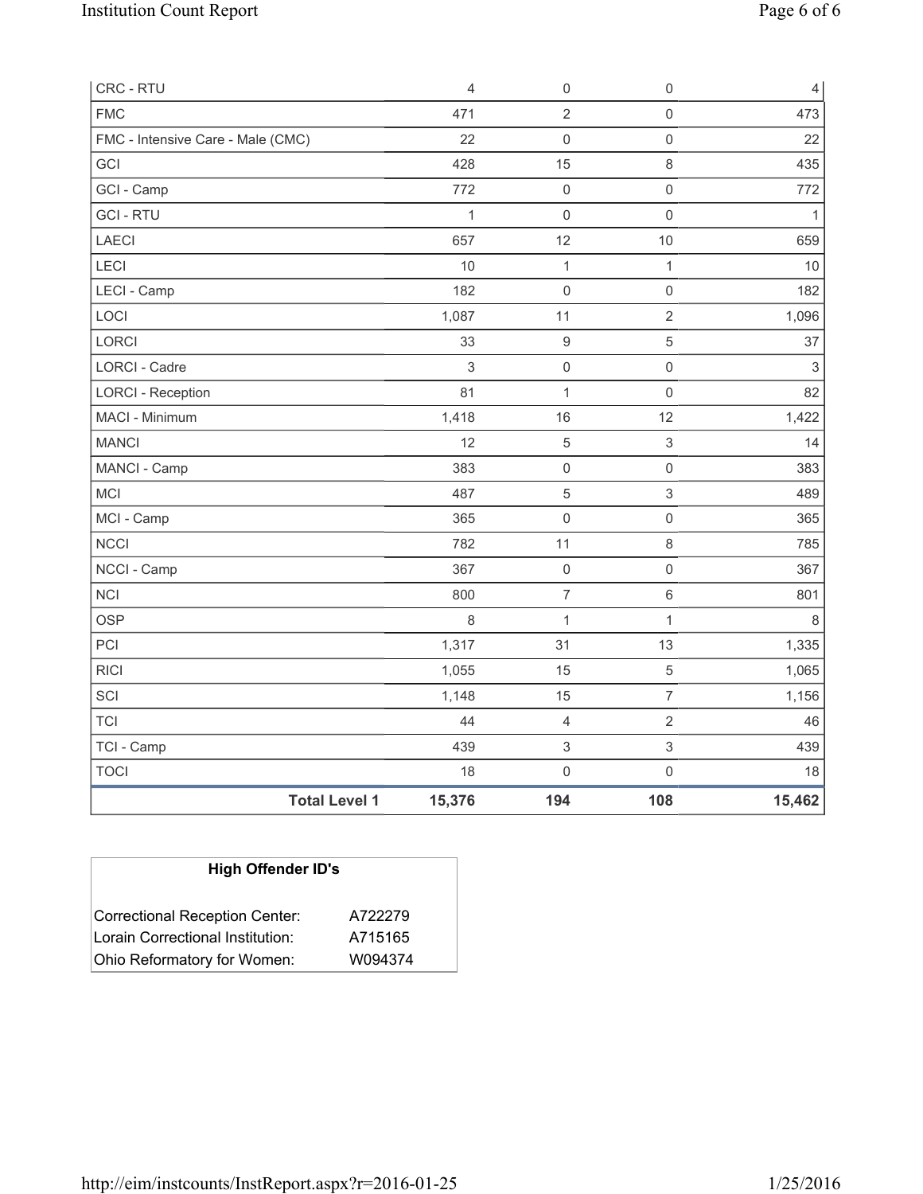| | | | | |
|---|---|---|---|---|
| CRC - RTU | 4 | 0 | 0 | 4 |
| FMC | 471 | 2 | 0 | 473 |
| FMC - Intensive Care - Male (CMC) | 22 | 0 | 0 | 22 |
| GCI | 428 | 15 | 8 | 435 |
| GCI - Camp | 772 | 0 | 0 | 772 |
| GCI - RTU | 1 | 0 | 0 | 1 |
| LAECI | 657 | 12 | 10 | 659 |
| LECI | 10 | 1 | 1 | 10 |
| LECI - Camp | 182 | 0 | 0 | 182 |
| LOCI | 1,087 | 11 | 2 | 1,096 |
| LORCI | 33 | 9 | 5 | 37 |
| LORCI - Cadre | 3 | 0 | 0 | 3 |
| LORCI - Reception | 81 | 1 | 0 | 82 |
| MACI - Minimum | 1,418 | 16 | 12 | 1,422 |
| MANCI | 12 | 5 | 3 | 14 |
| MANCI - Camp | 383 | 0 | 0 | 383 |
| MCI | 487 | 5 | 3 | 489 |
| MCI - Camp | 365 | 0 | 0 | 365 |
| NCCI | 782 | 11 | 8 | 785 |
| NCCI - Camp | 367 | 0 | 0 | 367 |
| NCI | 800 | 7 | 6 | 801 |
| OSP | 8 | 1 | 1 | 8 |
| PCI | 1,317 | 31 | 13 | 1,335 |
| RICI | 1,055 | 15 | 5 | 1,065 |
| SCI | 1,148 | 15 | 7 | 1,156 |
| TCI | 44 | 4 | 2 | 46 |
| TCI - Camp | 439 | 3 | 3 | 439 |
| TOCI | 18 | 0 | 0 | 18 |
| **Total Level 1** | **15,376** | **194** | **108** | **15,462** |

| **High Offender ID's** | |
|---|---|
| Correctional Reception Center: | A722279 |
| Lorain Correctional Institution: | A715165 |
| Ohio Reformatory for Women: | W094374 |